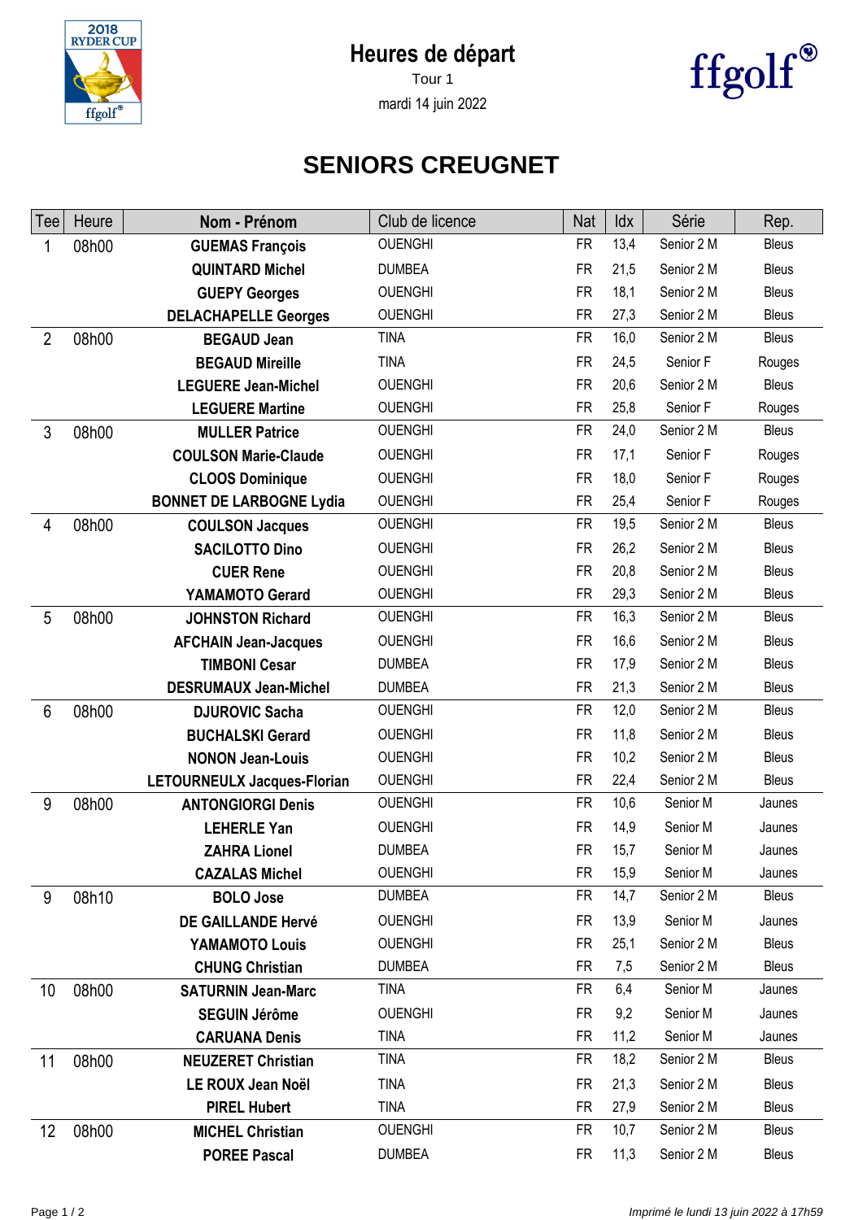# Heures de départ

Tour 1

mardi 14 juin 2022

## SENIORS CREUGNET

| Tee | Heure | Nom - Prénom | Club de licence | Nat | Idx | Série | Rep. |
|---|---|---|---|---|---|---|---|
| 1 | 08h00 | **GUEMAS François** | OUENGHI | FR | 13,4 | Senior 2 M | Bleus |
| | | **QUINTARD Michel** | DUMBEA | FR | 21,5 | Senior 2 M | Bleus |
| | | **GUEPY Georges** | OUENGHI | FR | 18,1 | Senior 2 M | Bleus |
| | | **DELACHAPELLE Georges** | OUENGHI | FR | 27,3 | Senior 2 M | Bleus |
| 2 | 08h00 | **BEGAUD Jean** | TINA | FR | 16,0 | Senior 2 M | Bleus |
| | | **BEGAUD Mireille** | TINA | FR | 24,5 | Senior F | Rouges |
| | | **LEGUERE Jean-Michel** | OUENGHI | FR | 20,6 | Senior 2 M | Bleus |
| | | **LEGUERE Martine** | OUENGHI | FR | 25,8 | Senior F | Rouges |
| 3 | 08h00 | **MULLER Patrice** | OUENGHI | FR | 24,0 | Senior 2 M | Bleus |
| | | **COULSON Marie-Claude** | OUENGHI | FR | 17,1 | Senior F | Rouges |
| | | **CLOOS Dominique** | OUENGHI | FR | 18,0 | Senior F | Rouges |
| | | **BONNET DE LARBOGNE Lydia** | OUENGHI | FR | 25,4 | Senior F | Rouges |
| 4 | 08h00 | **COULSON Jacques** | OUENGHI | FR | 19,5 | Senior 2 M | Bleus |
| | | **SACILOTTO Dino** | OUENGHI | FR | 26,2 | Senior 2 M | Bleus |
| | | **CUER Rene** | OUENGHI | FR | 20,8 | Senior 2 M | Bleus |
| | | **YAMAMOTO Gerard** | OUENGHI | FR | 29,3 | Senior 2 M | Bleus |
| 5 | 08h00 | **JOHNSTON Richard** | OUENGHI | FR | 16,3 | Senior 2 M | Bleus |
| | | **AFCHAIN Jean-Jacques** | OUENGHI | FR | 16,6 | Senior 2 M | Bleus |
| | | **TIMBONI Cesar** | DUMBEA | FR | 17,9 | Senior 2 M | Bleus |
| | | **DESRUMAUX Jean-Michel** | DUMBEA | FR | 21,3 | Senior 2 M | Bleus |
| 6 | 08h00 | **DJUROVIC Sacha** | OUENGHI | FR | 12,0 | Senior 2 M | Bleus |
| | | **BUCHALSKI Gerard** | OUENGHI | FR | 11,8 | Senior 2 M | Bleus |
| | | **NONON Jean-Louis** | OUENGHI | FR | 10,2 | Senior 2 M | Bleus |
| | | **LETOURNEULX Jacques-Florian** | OUENGHI | FR | 22,4 | Senior 2 M | Bleus |
| 9 | 08h00 | **ANTONGIORGI Denis** | OUENGHI | FR | 10,6 | Senior M | Jaunes |
| | | **LEHERLE Yan** | OUENGHI | FR | 14,9 | Senior M | Jaunes |
| | | **ZAHRA Lionel** | DUMBEA | FR | 15,7 | Senior M | Jaunes |
| | | **CAZALAS Michel** | OUENGHI | FR | 15,9 | Senior M | Jaunes |
| 9 | 08h10 | **BOLO Jose** | DUMBEA | FR | 14,7 | Senior 2 M | Bleus |
| | | **DE GAILLANDE Hervé** | OUENGHI | FR | 13,9 | Senior M | Jaunes |
| | | **YAMAMOTO Louis** | OUENGHI | FR | 25,1 | Senior 2 M | Bleus |
| | | **CHUNG Christian** | DUMBEA | FR | 7,5 | Senior 2 M | Bleus |
| 10 | 08h00 | **SATURNIN Jean-Marc** | TINA | FR | 6,4 | Senior M | Jaunes |
| | | **SEGUIN Jérôme** | OUENGHI | FR | 9,2 | Senior M | Jaunes |
| | | **CARUANA Denis** | TINA | FR | 11,2 | Senior M | Jaunes |
| 11 | 08h00 | **NEUZERET Christian** | TINA | FR | 18,2 | Senior 2 M | Bleus |
| | | **LE ROUX Jean Noël** | TINA | FR | 21,3 | Senior 2 M | Bleus |
| | | **PIREL Hubert** | TINA | FR | 27,9 | Senior 2 M | Bleus |
| 12 | 08h00 | **MICHEL Christian** | OUENGHI | FR | 10,7 | Senior 2 M | Bleus |
| | | **POREE Pascal** | DUMBEA | FR | 11,3 | Senior 2 M | Bleus |

*Imprimé le lundi 13 juin 2022 à 17h59*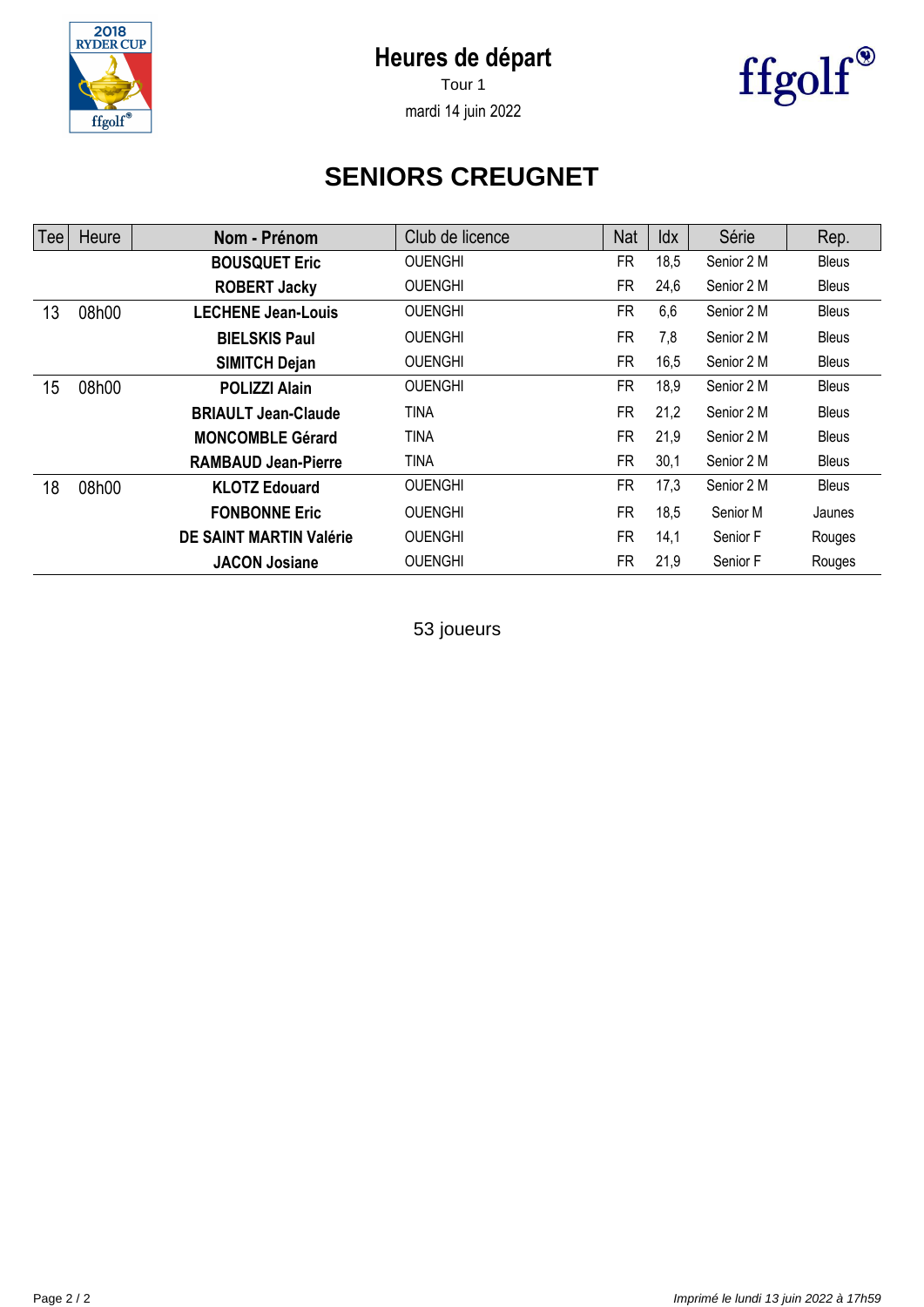# Heures de départ

Tour 1

mardi 14 juin 2022

## SENIORS CREUGNET

| Tee | Heure | Nom - Prénom | Club de licence | Nat | Idx | Série | Rep. |
|---|---|---|---|---|---|---|---|
| | | **BOUSQUET Eric** | OUENGHI | FR | 18,5 | Senior 2 M | Bleus |
| | | **ROBERT Jacky** | OUENGHI | FR | 24,6 | Senior 2 M | Bleus |
| 13 | 08h00 | **LECHENE Jean-Louis** | OUENGHI | FR | 6,6 | Senior 2 M | Bleus |
| | | **BIELSKIS Paul** | OUENGHI | FR | 7,8 | Senior 2 M | Bleus |
| | | **SIMITCH Dejan** | OUENGHI | FR | 16,5 | Senior 2 M | Bleus |
| 15 | 08h00 | **POLIZZI Alain** | OUENGHI | FR | 18,9 | Senior 2 M | Bleus |
| | | **BRIAULT Jean-Claude** | TINA | FR | 21,2 | Senior 2 M | Bleus |
| | | **MONCOMBLE Gérard** | TINA | FR | 21,9 | Senior 2 M | Bleus |
| | | **RAMBAUD Jean-Pierre** | TINA | FR | 30,1 | Senior 2 M | Bleus |
| 18 | 08h00 | **KLOTZ Edouard** | OUENGHI | FR | 17,3 | Senior 2 M | Bleus |
| | | **FONBONNE Eric** | OUENGHI | FR | 18,5 | Senior M | Jaunes |
| | | **DE SAINT MARTIN Valérie** | OUENGHI | FR | 14,1 | Senior F | Rouges |
| | | **JACON Josiane** | OUENGHI | FR | 21,9 | Senior F | Rouges |

53 joueurs

*Imprimé le lundi 13 juin 2022 à 17h59*